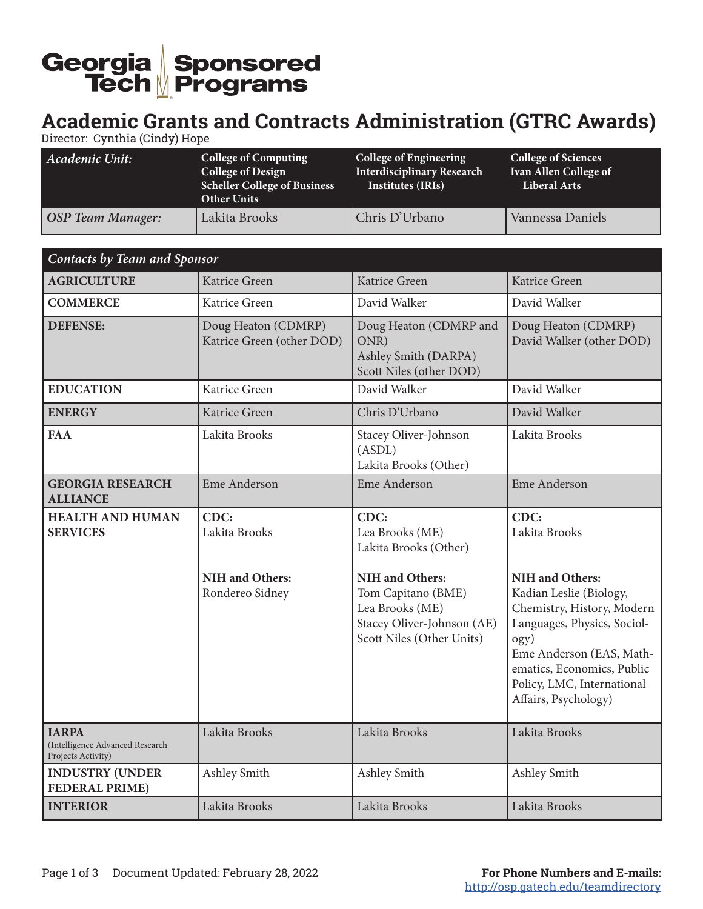# Georgia Tech Sponsored Programs

## Academic Grants and Contracts Administration (GTRC Awards)

Director: Cynthia (Cindy) Hope

| *Academic Unit:* | **College of Computing College of Design Scheller College of Business Other Units** | **College of Engineering Interdisciplinary Research Institutes (IRIs)** | **College of Sciences Ivan Allen College of Liberal Arts** |
|---|---|---|---|
| *OSP Team Manager:* | Lakita Brooks | Chris D'Urbano | Vannessa Daniels |

| *Contacts by Team and Sponsor* | | | |
|---|---|---|---|
| **AGRICULTURE** | Katrice Green | Katrice Green | Katrice Green |
| **COMMERCE** | Katrice Green | David Walker | David Walker |
| **DEFENSE:** | Doug Heaton (CDMRP) Katrice Green (other DOD) | Doug Heaton (CDMRP and ONR) Ashley Smith (DARPA) Scott Niles (other DOD) | Doug Heaton (CDMRP) David Walker (other DOD) |
| **EDUCATION** | Katrice Green | David Walker | David Walker |
| **ENERGY** | Katrice Green | Chris D'Urbano | David Walker |
| **FAA** | Lakita Brooks | Stacey Oliver-Johnson (ASDL) Lakita Brooks (Other) | Lakita Brooks |
| **GEORGIA RESEARCH ALLIANCE** | Eme Anderson | Eme Anderson | Eme Anderson |
| **HEALTH AND HUMAN SERVICES** | **CDC:** Lakita Brooks<br><br>**NIH and Others:** Rondereo Sidney | **CDC:** Lea Brooks (ME) Lakita Brooks (Other)<br><br>**NIH and Others:** Tom Capitano (BME) Lea Brooks (ME) Stacey Oliver-Johnson (AE) Scott Niles (Other Units) | **CDC:** Lakita Brooks<br><br>**NIH and Others:** Kadian Leslie (Biology, Chemistry, History, Modern Languages, Physics, Sociology) Eme Anderson (EAS, Mathematics, Economics, Public Policy, LMC, International Affairs, Psychology) |
| **IARPA** (Intelligence Advanced Research Projects Activity) | Lakita Brooks | Lakita Brooks | Lakita Brooks |
| **INDUSTRY (UNDER FEDERAL PRIME)** | Ashley Smith | Ashley Smith | Ashley Smith |
| **INTERIOR** | Lakita Brooks | Lakita Brooks | Lakita Brooks |

Document Updated: February 28, 2022

**For Phone Numbers and E-mails:** http://osp.gatech.edu/teamdirectory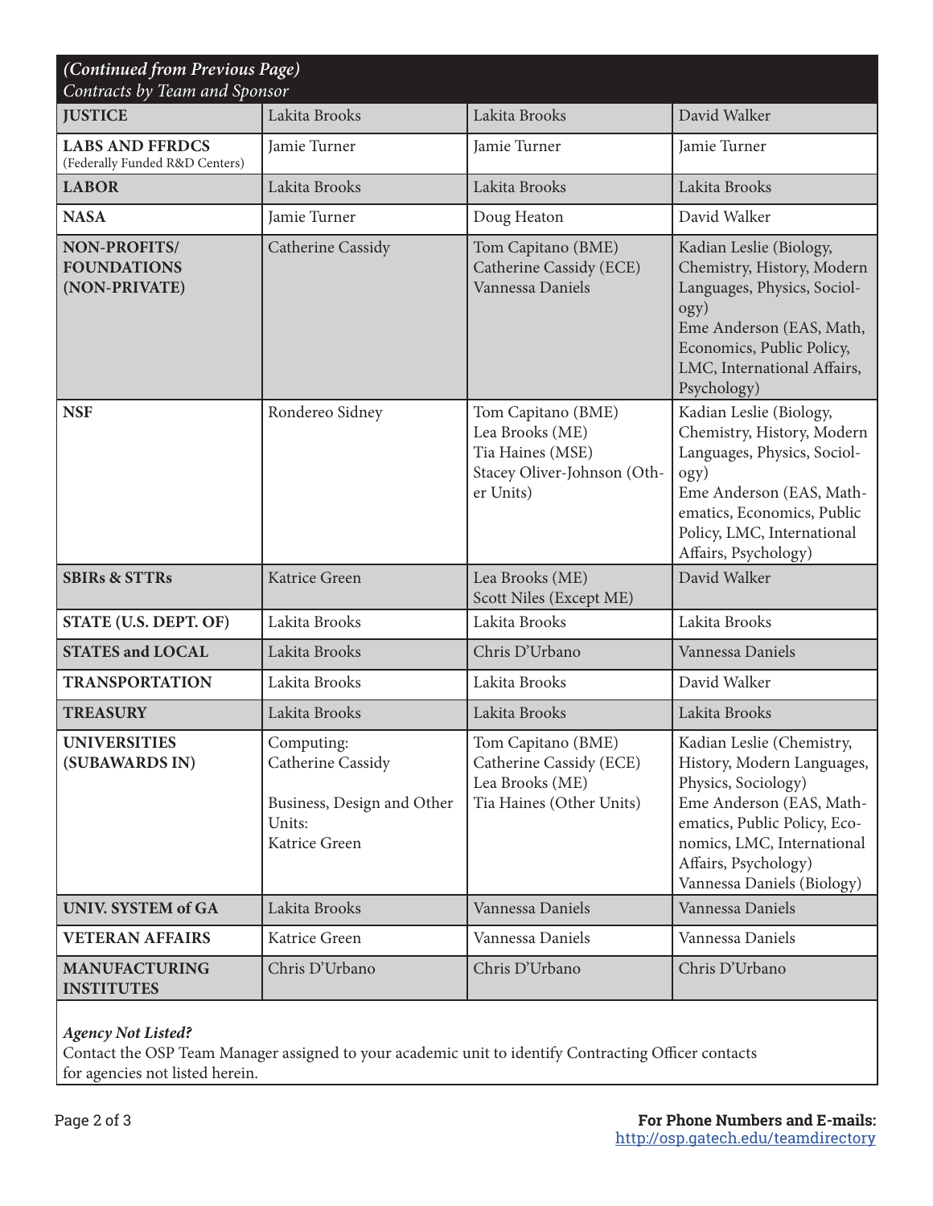*(Continued from Previous Page)*
*Contracts by Team and Sponsor*

| | | | |
|---|---|---|---|
| **JUSTICE** | Lakita Brooks | Lakita Brooks | David Walker |
| **LABS AND FFRDCS** (Federally Funded R&D Centers) | Jamie Turner | Jamie Turner | Jamie Turner |
| **LABOR** | Lakita Brooks | Lakita Brooks | Lakita Brooks |
| **NASA** | Jamie Turner | Doug Heaton | David Walker |
| **NON-PROFITS/ FOUNDATIONS (NON-PRIVATE)** | Catherine Cassidy | Tom Capitano (BME)<br>Catherine Cassidy (ECE)<br>Vannessa Daniels | Kadian Leslie (Biology, Chemistry, History, Modern Languages, Physics, Sociology)<br>Eme Anderson (EAS, Math, Economics, Public Policy, LMC, International Affairs, Psychology) |
| **NSF** | Rondereo Sidney | Tom Capitano (BME)<br>Lea Brooks (ME)<br>Tia Haines (MSE)<br>Stacey Oliver-Johnson (Other Units) | Kadian Leslie (Biology, Chemistry, History, Modern Languages, Physics, Sociology)<br>Eme Anderson (EAS, Mathematics, Economics, Public Policy, LMC, International Affairs, Psychology) |
| **SBIRs & STTRs** | Katrice Green | Lea Brooks (ME)<br>Scott Niles (Except ME) | David Walker |
| **STATE (U.S. DEPT. OF)** | Lakita Brooks | Lakita Brooks | Lakita Brooks |
| **STATES and LOCAL** | Lakita Brooks | Chris D'Urbano | Vannessa Daniels |
| **TRANSPORTATION** | Lakita Brooks | Lakita Brooks | David Walker |
| **TREASURY** | Lakita Brooks | Lakita Brooks | Lakita Brooks |
| **UNIVERSITIES (SUBAWARDS IN)** | Computing:<br>Catherine Cassidy<br><br>Business, Design and Other Units:<br>Katrice Green | Tom Capitano (BME)<br>Catherine Cassidy (ECE)<br>Lea Brooks (ME)<br>Tia Haines (Other Units) | Kadian Leslie (Chemistry, History, Modern Languages, Physics, Sociology)<br>Eme Anderson (EAS, Mathematics, Public Policy, Economics, LMC, International Affairs, Psychology)<br>Vannessa Daniels (Biology) |
| **UNIV. SYSTEM of GA** | Lakita Brooks | Vannessa Daniels | Vannessa Daniels |
| **VETERAN AFFAIRS** | Katrice Green | Vannessa Daniels | Vannessa Daniels |
| **MANUFACTURING INSTITUTES** | Chris D'Urbano | Chris D'Urbano | Chris D'Urbano |

***Agency Not Listed?***
Contact the OSP Team Manager assigned to your academic unit to identify Contracting Officer contacts for agencies not listed herein.

**For Phone Numbers and E-mails:**
http://osp.gatech.edu/teamdirectory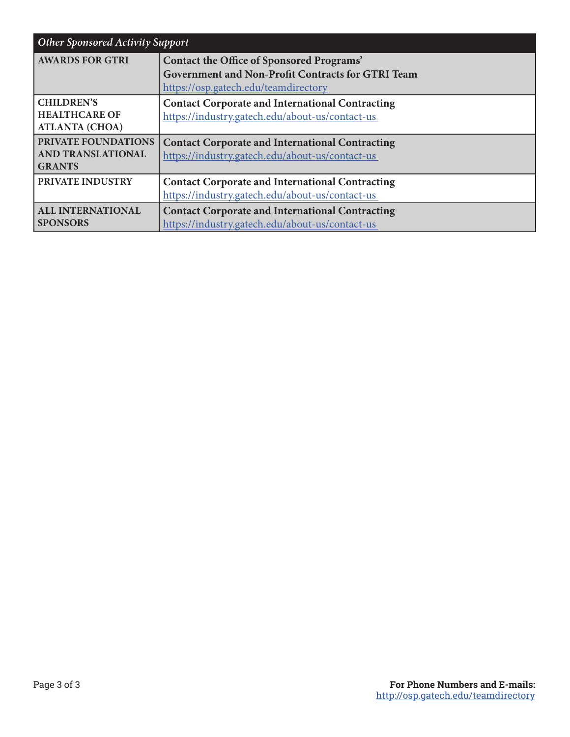| *Other Sponsored Activity Support* | |
|---|---|
| **AWARDS FOR GTRI** | **Contact the Office of Sponsored Programs' Government and Non-Profit Contracts for GTRI Team** https://osp.gatech.edu/teamdirectory |
| **CHILDREN'S HEALTHCARE OF ATLANTA (CHOA)** | **Contact Corporate and International Contracting** https://industry.gatech.edu/about-us/contact-us |
| **PRIVATE FOUNDATIONS AND TRANSLATIONAL GRANTS** | **Contact Corporate and International Contracting** https://industry.gatech.edu/about-us/contact-us |
| **PRIVATE INDUSTRY** | **Contact Corporate and International Contracting** https://industry.gatech.edu/about-us/contact-us |
| **ALL INTERNATIONAL SPONSORS** | **Contact Corporate and International Contracting** https://industry.gatech.edu/about-us/contact-us |

**For Phone Numbers and E-mails:**
http://osp.gatech.edu/teamdirectory